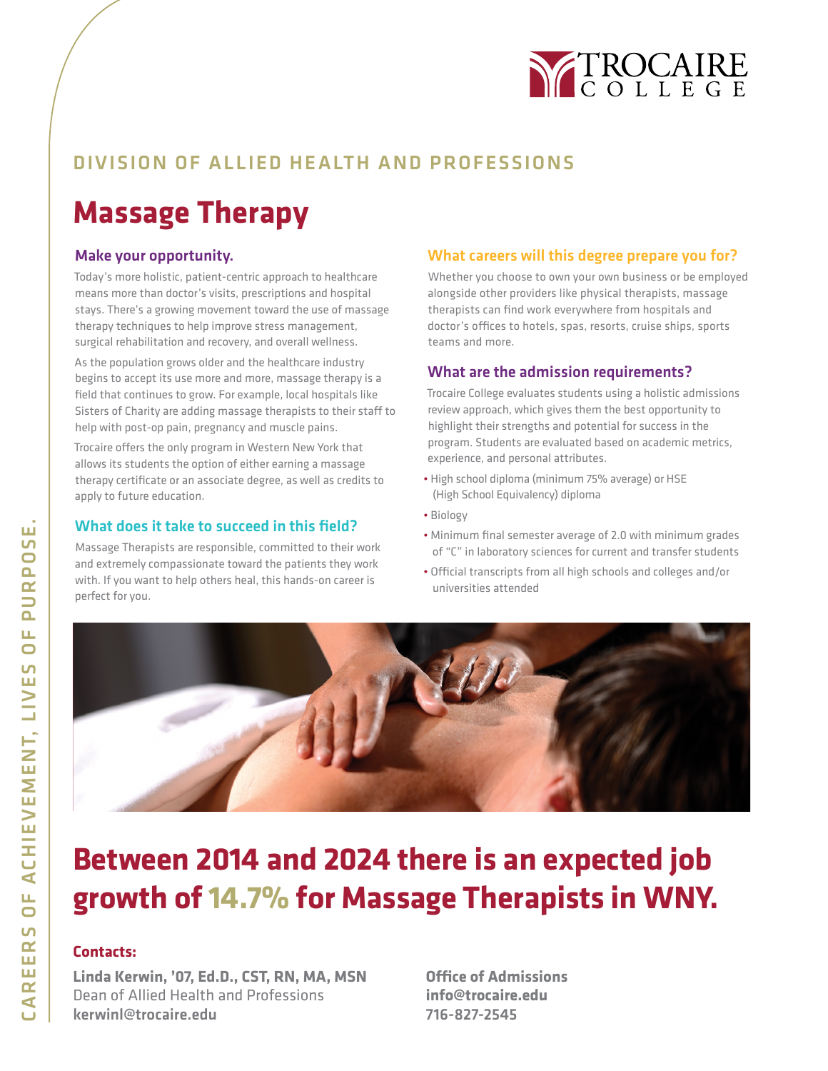TROCAIRE COLLEGE

## DIVISION OF ALLIED HEALTH AND PROFESSIONS

# Massage Therapy

### Make your opportunity.

Today's more holistic, patient-centric approach to healthcare means more than doctor's visits, prescriptions and hospital stays. There's a growing movement toward the use of massage therapy techniques to help improve stress management, surgical rehabilitation and recovery, and overall wellness.

As the population grows older and the healthcare industry begins to accept its use more and more, massage therapy is a field that continues to grow. For example, local hospitals like Sisters of Charity are adding massage therapists to their staff to help with post-op pain, pregnancy and muscle pains.

Trocaire offers the only program in Western New York that allows its students the option of either earning a massage therapy certificate or an associate degree, as well as credits to apply to future education.

### What does it take to succeed in this field?

Massage Therapists are responsible, committed to their work and extremely compassionate toward the patients they work with. If you want to help others heal, this hands-on career is perfect for you.

### What careers will this degree prepare you for?

Whether you choose to own your own business or be employed alongside other providers like physical therapists, massage therapists can find work everywhere from hospitals and doctor's offices to hotels, spas, resorts, cruise ships, sports teams and more.

### What are the admission requirements?

Trocaire College evaluates students using a holistic admissions review approach, which gives them the best opportunity to highlight their strengths and potential for success in the program. Students are evaluated based on academic metrics, experience, and personal attributes.

- High school diploma (minimum 75% average) or HSE (High School Equivalency) diploma
- Biology
- Minimum final semester average of 2.0 with minimum grades of "C" in laboratory sciences for current and transfer students
- Official transcripts from all high schools and colleges and/or universities attended

## Between 2014 and 2024 there is an expected job growth of 14.7% for Massage Therapists in WNY.

**Contacts:**

**Linda Kerwin, '07, Ed.D., CST, RN, MA, MSN**
Dean of Allied Health and Professions
**kerwinl@trocaire.edu**

**Office of Admissions**
**info@trocaire.edu**
**716-827-2545**

CAREERS OF ACHIEVEMENT, LIVES OF PURPOSE.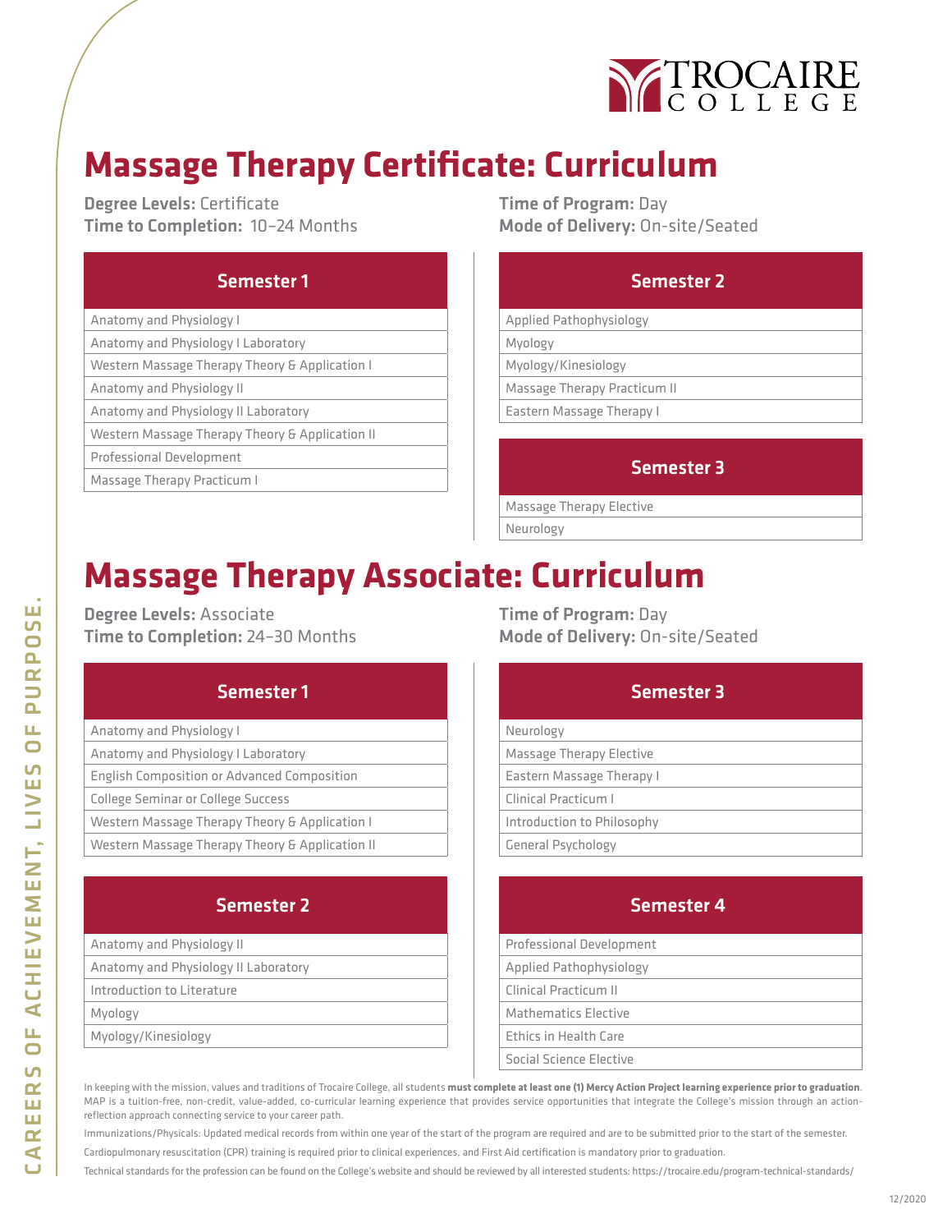# Massage Therapy Certificate: Curriculum

**Degree Levels:** Certificate
**Time to Completion:** 10–24 Months
**Time of Program:** Day
**Mode of Delivery:** On-site/Seated

| Semester 1 |
|---|
| Anatomy and Physiology I |
| Anatomy and Physiology I Laboratory |
| Western Massage Therapy Theory & Application I |
| Anatomy and Physiology II |
| Anatomy and Physiology II Laboratory |
| Western Massage Therapy Theory & Application II |
| Professional Development |
| Massage Therapy Practicum I |

| Semester 2 |
|---|
| Applied Pathophysiology |
| Myology |
| Myology/Kinesiology |
| Massage Therapy Practicum II |
| Eastern Massage Therapy I |

| Semester 3 |
|---|
| Massage Therapy Elective |
| Neurology |

# Massage Therapy Associate: Curriculum

**Degree Levels:** Associate
**Time to Completion:** 24–30 Months
**Time of Program:** Day
**Mode of Delivery:** On-site/Seated

| Semester 1 |
|---|
| Anatomy and Physiology I |
| Anatomy and Physiology I Laboratory |
| English Composition or Advanced Composition |
| College Seminar or College Success |
| Western Massage Therapy Theory & Application I |
| Western Massage Therapy Theory & Application II |

| Semester 2 |
|---|
| Anatomy and Physiology II |
| Anatomy and Physiology II Laboratory |
| Introduction to Literature |
| Myology |
| Myology/Kinesiology |

| Semester 3 |
|---|
| Neurology |
| Massage Therapy Elective |
| Eastern Massage Therapy I |
| Clinical Practicum I |
| Introduction to Philosophy |
| General Psychology |

| Semester 4 |
|---|
| Professional Development |
| Applied Pathophysiology |
| Clinical Practicum II |
| Mathematics Elective |
| Ethics in Health Care |
| Social Science Elective |

In keeping with the mission, values and traditions of Trocaire College, all students **must complete at least one (1) Mercy Action Project learning experience prior to graduation**. MAP is a tuition-free, non-credit, value-added, co-curricular learning experience that provides service opportunities that integrate the College's mission through an action-reflection approach connecting service to your career path.

Immunizations/Physicals: Updated medical records from within one year of the start of the program are required and are to be submitted prior to the start of the semester.

Cardiopulmonary resuscitation (CPR) training is required prior to clinical experiences, and First Aid certification is mandatory prior to graduation.

Technical standards for the profession can be found on the College's website and should be reviewed by all interested students: https://trocaire.edu/program-technical-standards/

CAREERS OF ACHIEVEMENT, LIVES OF PURPOSE.

12/2020